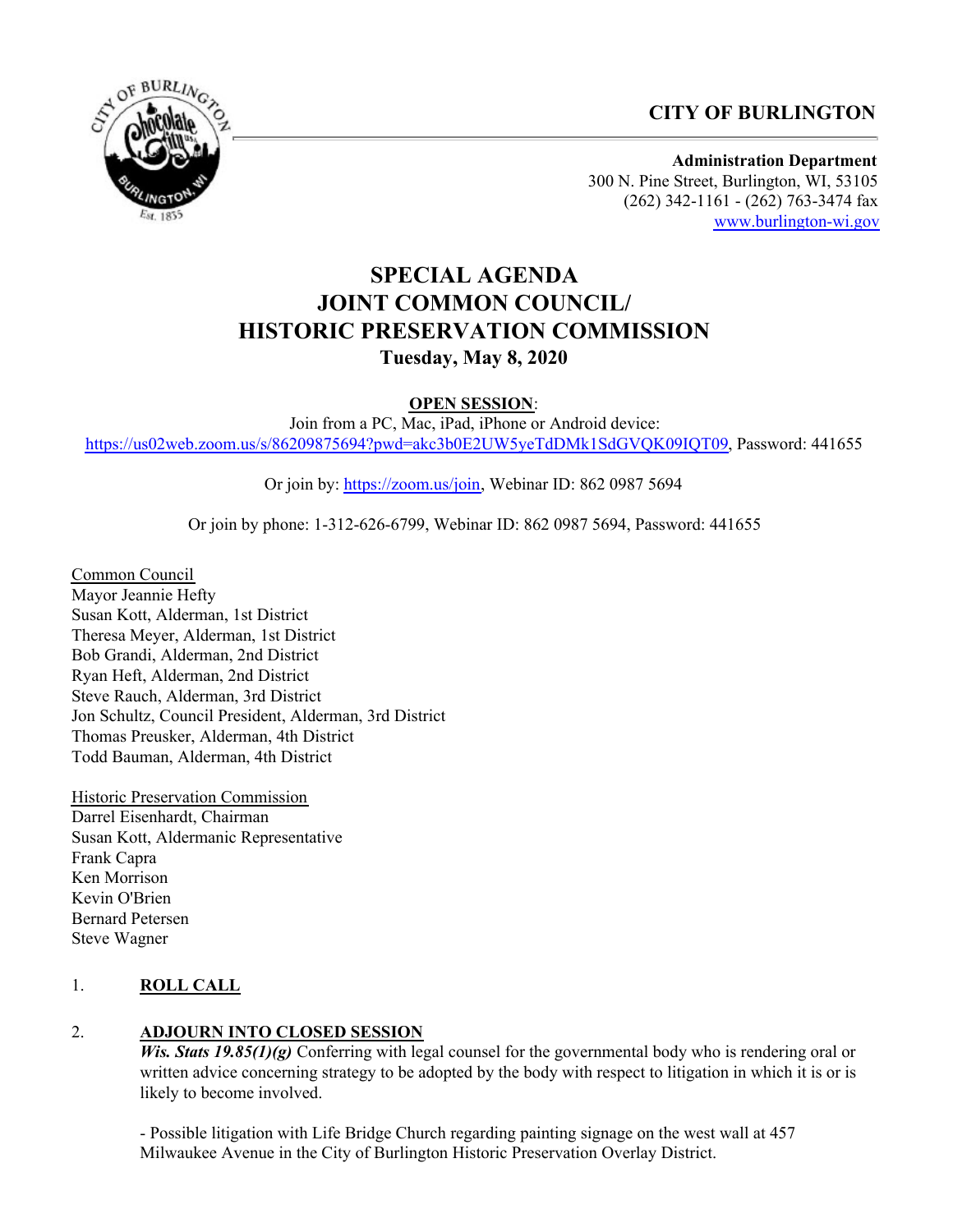**CITY OF BURLINGTON**

**Administration Department**
300 N. Pine Street, Burlington, WI, 53105
(262) 342-1161 - (262) 763-3474 fax
www.burlington-wi.gov

# SPECIAL AGENDA
# JOINT COMMON COUNCIL/ HISTORIC PRESERVATION COMMISSION
## Tuesday, May 8, 2020

**OPEN SESSION**:

Join from a PC, Mac, iPad, iPhone or Android device:
https://us02web.zoom.us/s/86209875694?pwd=akc3b0E2UW5yeTdDMk1SdGVQK09IQT09, Password: 441655

Or join by: https://zoom.us/join, Webinar ID: 862 0987 5694

Or join by phone: 1-312-626-6799, Webinar ID: 862 0987 5694, Password: 441655

Common Council
Mayor Jeannie Hefty
Susan Kott, Alderman, 1st District
Theresa Meyer, Alderman, 1st District
Bob Grandi, Alderman, 2nd District
Ryan Heft, Alderman, 2nd District
Steve Rauch, Alderman, 3rd District
Jon Schultz, Council President, Alderman, 3rd District
Thomas Preusker, Alderman, 4th District
Todd Bauman, Alderman, 4th District

Historic Preservation Commission
Darrel Eisenhardt, Chairman
Susan Kott, Aldermanic Representative
Frank Capra
Ken Morrison
Kevin O'Brien
Bernard Petersen
Steve Wagner

1. **ROLL CALL**

2. **ADJOURN INTO CLOSED SESSION**
   ***Wis. Stats 19.85(1)(g)*** Conferring with legal counsel for the governmental body who is rendering oral or written advice concerning strategy to be adopted by the body with respect to litigation in which it is or is likely to become involved.

   - Possible litigation with Life Bridge Church regarding painting signage on the west wall at 457 Milwaukee Avenue in the City of Burlington Historic Preservation Overlay District.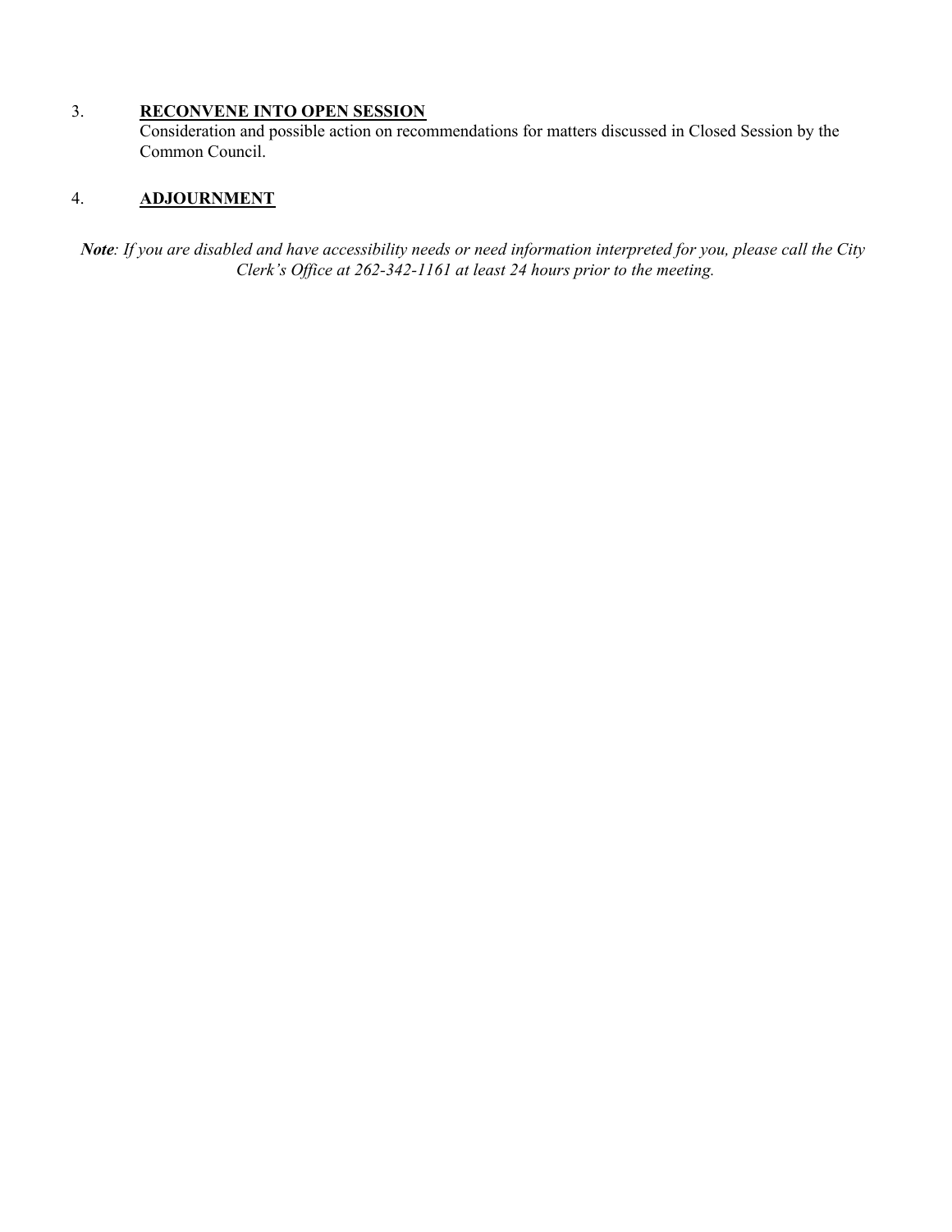3. **RECONVENE INTO OPEN SESSION**
   Consideration and possible action on recommendations for matters discussed in Closed Session by the Common Council.

4. **ADJOURNMENT**

***Note**: If you are disabled and have accessibility needs or need information interpreted for you, please call the City Clerk's Office at 262-342-1161 at least 24 hours prior to the meeting.*